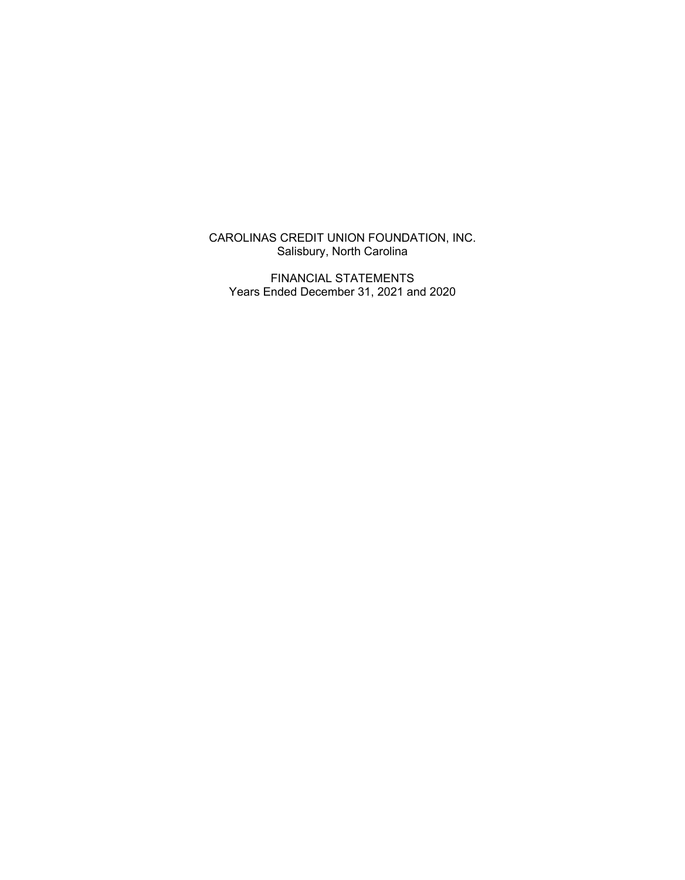CAROLINAS CREDIT UNION FOUNDATION, INC.
Salisbury, North Carolina

FINANCIAL STATEMENTS
Years Ended December 31, 2021 and 2020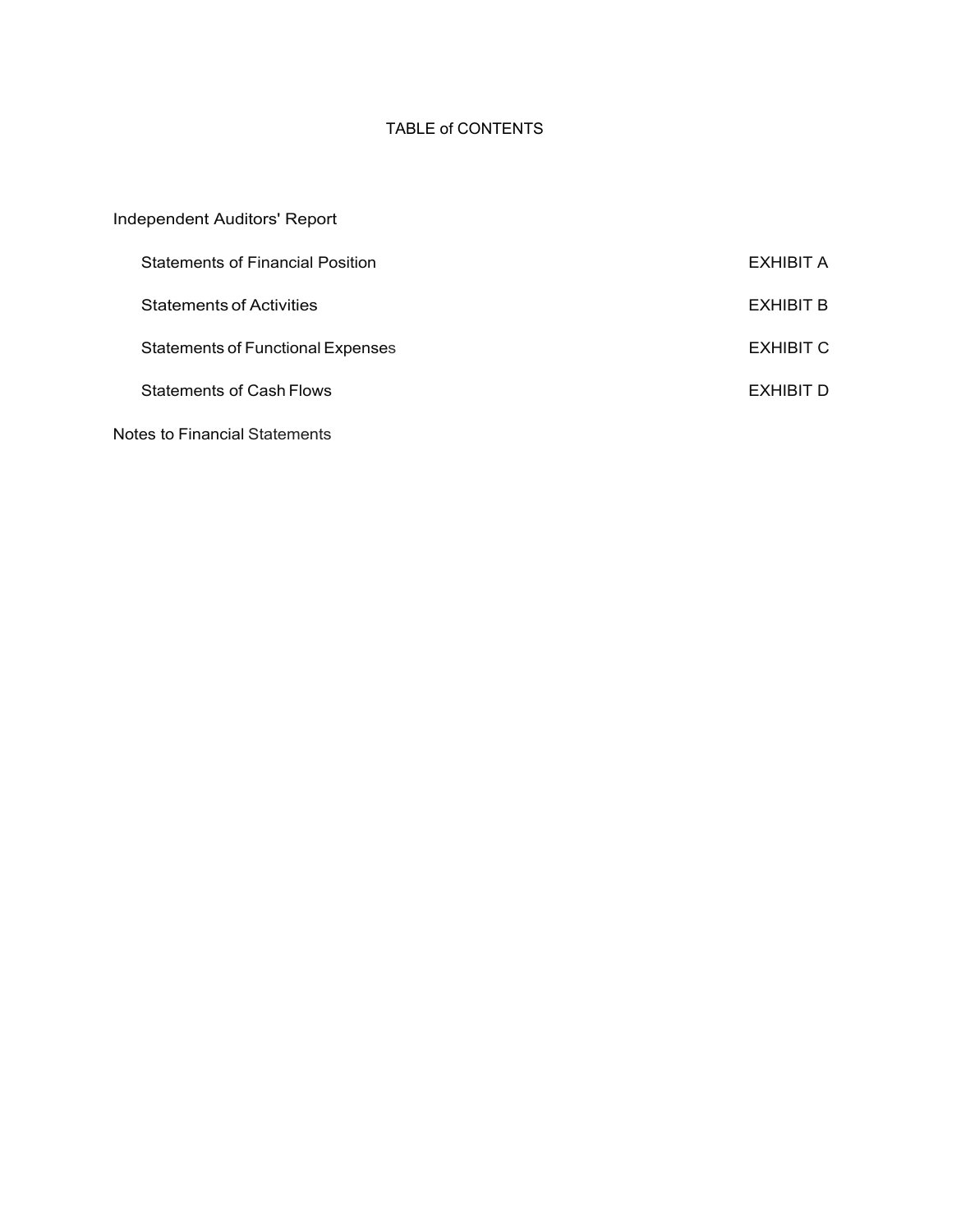# TABLE of CONTENTS

| | |
|---|---|
| Independent Auditors' Report | |
| Statements of Financial Position | EXHIBIT A |
| Statements of Activities | EXHIBIT B |
| Statements of Functional Expenses | EXHIBIT C |
| Statements of Cash Flows | EXHIBIT D |
| Notes to Financial Statements | |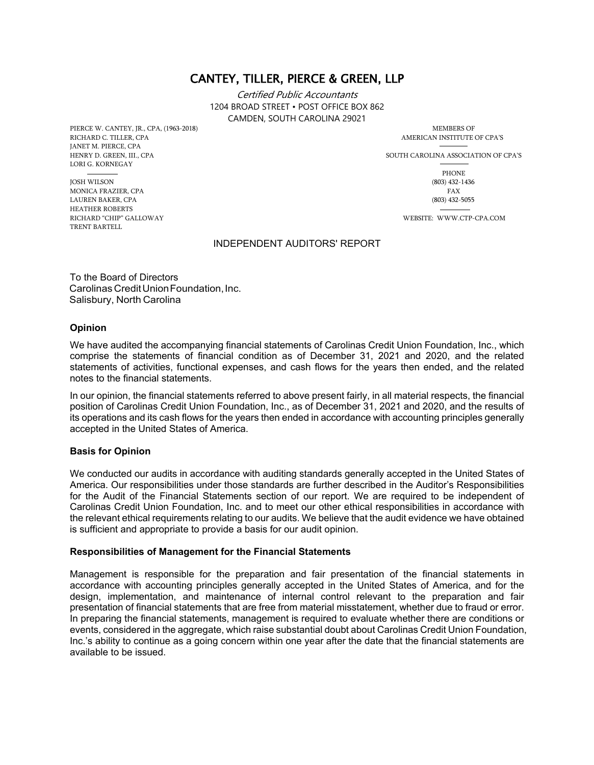# CANTEY, TILLER, PIERCE & GREEN, LLP

*Certified Public Accountants*
1204 BROAD STREET • POST OFFICE BOX 862
CAMDEN, SOUTH CAROLINA 29021

PIERCE W. CANTEY, JR., CPA, (1963-2018)
RICHARD C. TILLER, CPA
JANET M. PIERCE, CPA
HENRY D. GREEN, III., CPA
LORI G. KORNEGAY

JOSH WILSON
MONICA FRAZIER, CPA
LAUREN BAKER, CPA
HEATHER ROBERTS
RICHARD "CHIP" GALLOWAY
TRENT BARTELL

MEMBERS OF
AMERICAN INSTITUTE OF CPA'S

SOUTH CAROLINA ASSOCIATION OF CPA'S

PHONE
(803) 432-1436
FAX
(803) 432-5055

WEBSITE: WWW.CTP-CPA.COM

## INDEPENDENT AUDITORS' REPORT

To the Board of Directors
Carolinas Credit Union Foundation, Inc.
Salisbury, North Carolina

### Opinion

We have audited the accompanying financial statements of Carolinas Credit Union Foundation, Inc., which comprise the statements of financial condition as of December 31, 2021 and 2020, and the related statements of activities, functional expenses, and cash flows for the years then ended, and the related notes to the financial statements.

In our opinion, the financial statements referred to above present fairly, in all material respects, the financial position of Carolinas Credit Union Foundation, Inc., as of December 31, 2021 and 2020, and the results of its operations and its cash flows for the years then ended in accordance with accounting principles generally accepted in the United States of America.

### Basis for Opinion

We conducted our audits in accordance with auditing standards generally accepted in the United States of America. Our responsibilities under those standards are further described in the Auditor's Responsibilities for the Audit of the Financial Statements section of our report. We are required to be independent of Carolinas Credit Union Foundation, Inc. and to meet our other ethical responsibilities in accordance with the relevant ethical requirements relating to our audits. We believe that the audit evidence we have obtained is sufficient and appropriate to provide a basis for our audit opinion.

### Responsibilities of Management for the Financial Statements

Management is responsible for the preparation and fair presentation of the financial statements in accordance with accounting principles generally accepted in the United States of America, and for the design, implementation, and maintenance of internal control relevant to the preparation and fair presentation of financial statements that are free from material misstatement, whether due to fraud or error. In preparing the financial statements, management is required to evaluate whether there are conditions or events, considered in the aggregate, which raise substantial doubt about Carolinas Credit Union Foundation, Inc.'s ability to continue as a going concern within one year after the date that the financial statements are available to be issued.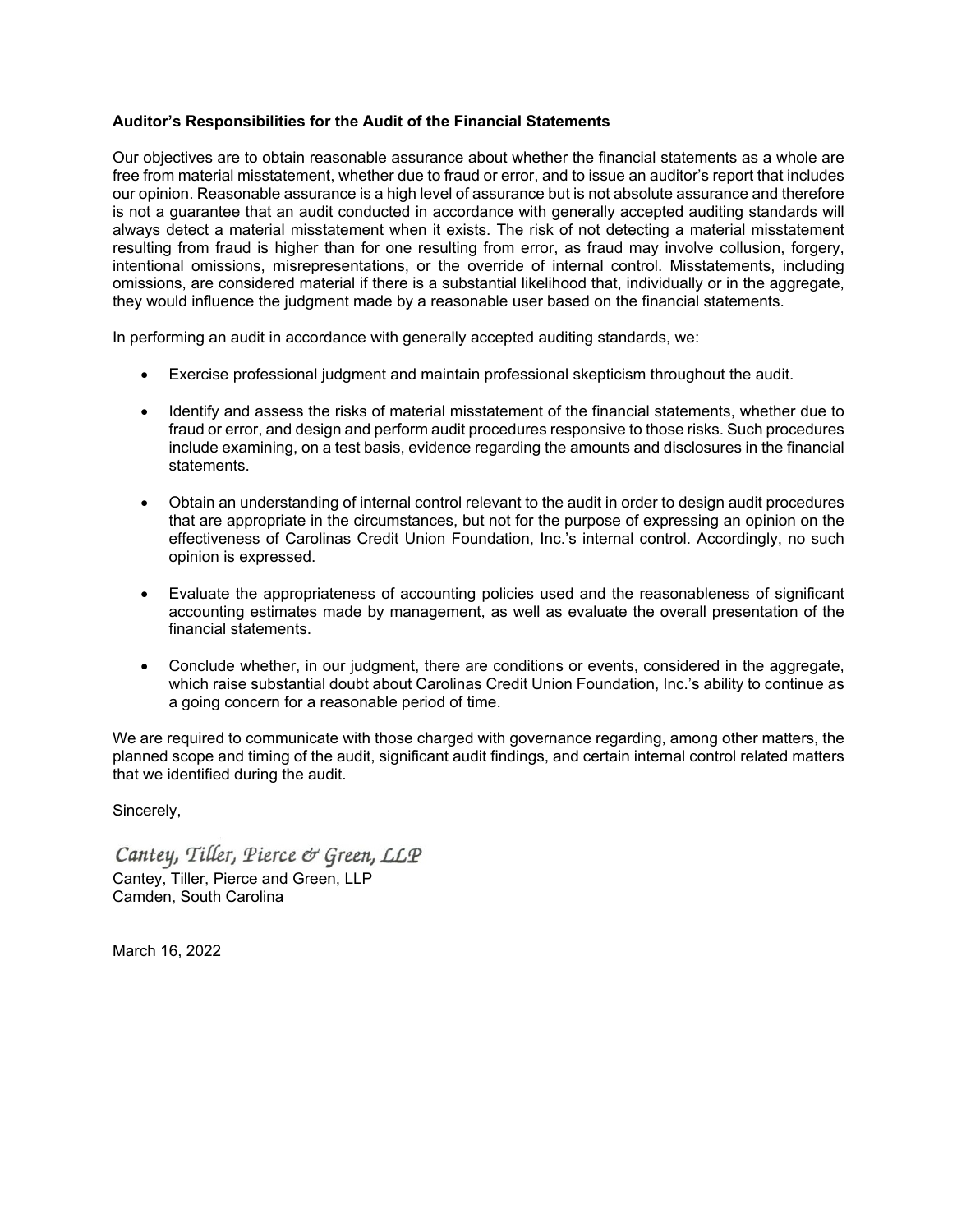**Auditor's Responsibilities for the Audit of the Financial Statements**

Our objectives are to obtain reasonable assurance about whether the financial statements as a whole are free from material misstatement, whether due to fraud or error, and to issue an auditor's report that includes our opinion. Reasonable assurance is a high level of assurance but is not absolute assurance and therefore is not a guarantee that an audit conducted in accordance with generally accepted auditing standards will always detect a material misstatement when it exists. The risk of not detecting a material misstatement resulting from fraud is higher than for one resulting from error, as fraud may involve collusion, forgery, intentional omissions, misrepresentations, or the override of internal control. Misstatements, including omissions, are considered material if there is a substantial likelihood that, individually or in the aggregate, they would influence the judgment made by a reasonable user based on the financial statements.

In performing an audit in accordance with generally accepted auditing standards, we:

- Exercise professional judgment and maintain professional skepticism throughout the audit.
- Identify and assess the risks of material misstatement of the financial statements, whether due to fraud or error, and design and perform audit procedures responsive to those risks. Such procedures include examining, on a test basis, evidence regarding the amounts and disclosures in the financial statements.
- Obtain an understanding of internal control relevant to the audit in order to design audit procedures that are appropriate in the circumstances, but not for the purpose of expressing an opinion on the effectiveness of Carolinas Credit Union Foundation, Inc.'s internal control. Accordingly, no such opinion is expressed.
- Evaluate the appropriateness of accounting policies used and the reasonableness of significant accounting estimates made by management, as well as evaluate the overall presentation of the financial statements.
- Conclude whether, in our judgment, there are conditions or events, considered in the aggregate, which raise substantial doubt about Carolinas Credit Union Foundation, Inc.'s ability to continue as a going concern for a reasonable period of time.

We are required to communicate with those charged with governance regarding, among other matters, the planned scope and timing of the audit, significant audit findings, and certain internal control related matters that we identified during the audit.

Sincerely,

*Cantey, Tiller, Pierce & Green, LLP*

Cantey, Tiller, Pierce and Green, LLP
Camden, South Carolina

March 16, 2022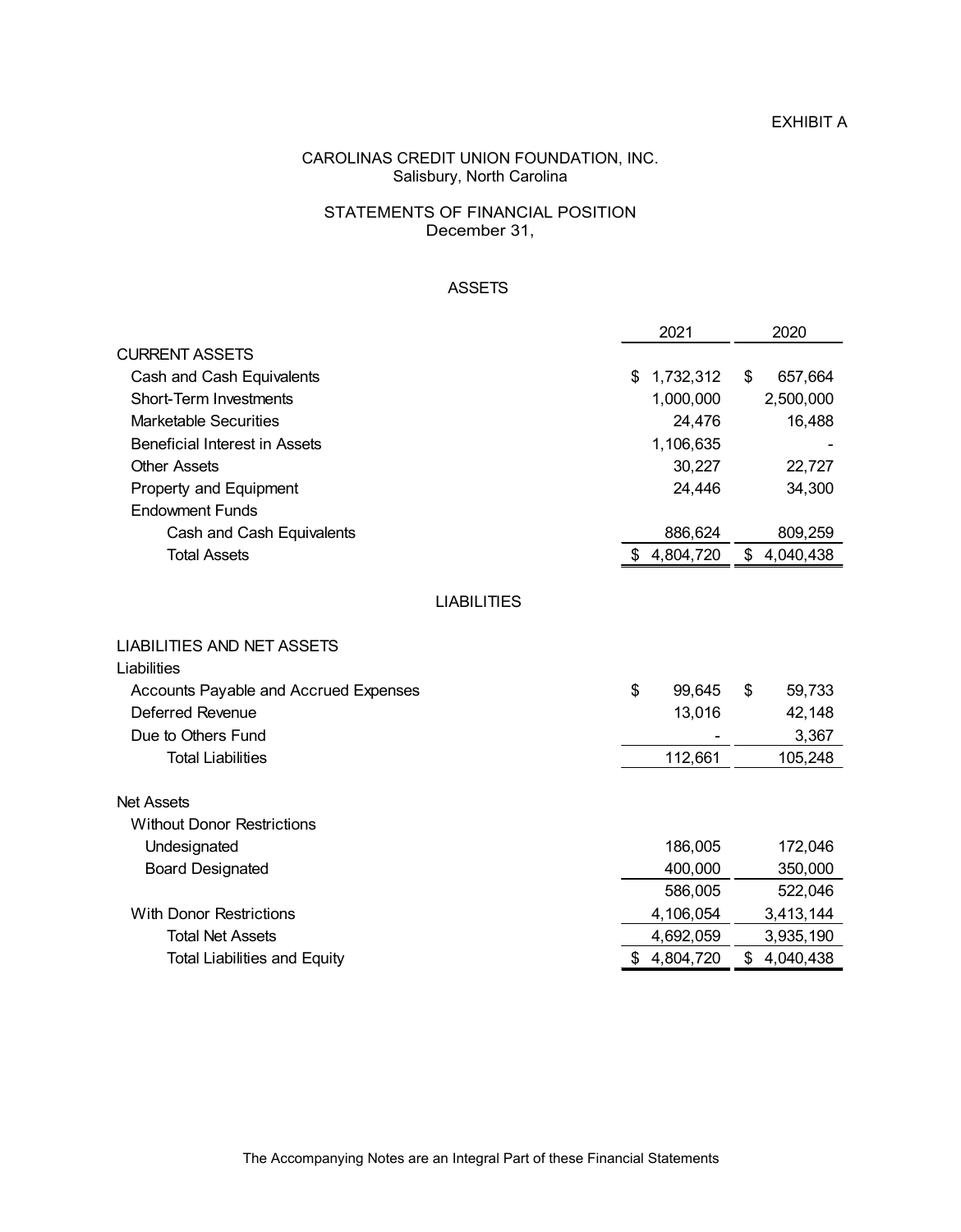EXHIBIT A

# CAROLINAS CREDIT UNION FOUNDATION, INC.
Salisbury, North Carolina

## STATEMENTS OF FINANCIAL POSITION
December 31,

### ASSETS

| | 2021 | 2020 |
|---|---|---|
| CURRENT ASSETS | | |
| Cash and Cash Equivalents | $ 1,732,312 | $ 657,664 |
| Short-Term Investments | 1,000,000 | 2,500,000 |
| Marketable Securities | 24,476 | 16,488 |
| Beneficial Interest in Assets | 1,106,635 | - |
| Other Assets | 30,227 | 22,727 |
| Property and Equipment | 24,446 | 34,300 |
| Endowment Funds | | |
| Cash and Cash Equivalents | 886,624 | 809,259 |
| Total Assets | $ 4,804,720 | $ 4,040,438 |

### LIABILITIES

| | 2021 | 2020 |
|---|---|---|
| LIABILITIES AND NET ASSETS | | |
| Liabilities | | |
| Accounts Payable and Accrued Expenses | $ 99,645 | $ 59,733 |
| Deferred Revenue | 13,016 | 42,148 |
| Due to Others Fund | - | 3,367 |
| Total Liabilities | 112,661 | 105,248 |
| | | |
| Net Assets | | |
| Without Donor Restrictions | | |
| Undesignated | 186,005 | 172,046 |
| Board Designated | 400,000 | 350,000 |
| | 586,005 | 522,046 |
| With Donor Restrictions | 4,106,054 | 3,413,144 |
| Total Net Assets | 4,692,059 | 3,935,190 |
| Total Liabilities and Equity | $ 4,804,720 | $ 4,040,438 |

The Accompanying Notes are an Integral Part of these Financial Statements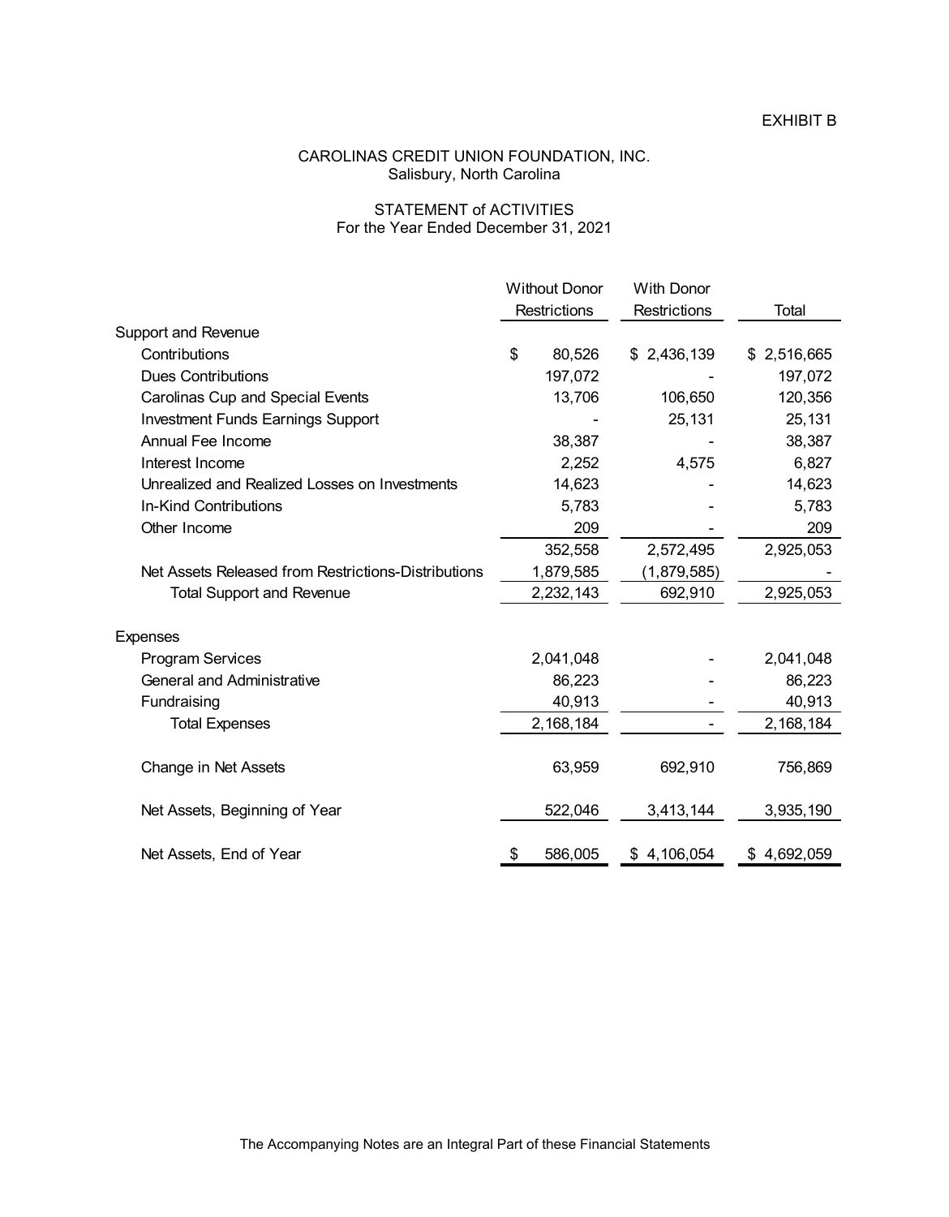EXHIBIT B

# CAROLINAS CREDIT UNION FOUNDATION, INC.
Salisbury, North Carolina

## STATEMENT of ACTIVITIES
For the Year Ended December 31, 2021

| | Without Donor Restrictions | With Donor Restrictions | Total |
|---|---|---|---|
| **Support and Revenue** | | | |
| Contributions | $ 80,526 | $ 2,436,139 | $ 2,516,665 |
| Dues Contributions | 197,072 | - | 197,072 |
| Carolinas Cup and Special Events | 13,706 | 106,650 | 120,356 |
| Investment Funds Earnings Support | - | 25,131 | 25,131 |
| Annual Fee Income | 38,387 | - | 38,387 |
| Interest Income | 2,252 | 4,575 | 6,827 |
| Unrealized and Realized Losses on Investments | 14,623 | - | 14,623 |
| In-Kind Contributions | 5,783 | - | 5,783 |
| Other Income | 209 | - | 209 |
| | 352,558 | 2,572,495 | 2,925,053 |
| Net Assets Released from Restrictions-Distributions | 1,879,585 | (1,879,585) | - |
| Total Support and Revenue | 2,232,143 | 692,910 | 2,925,053 |
| **Expenses** | | | |
| Program Services | 2,041,048 | - | 2,041,048 |
| General and Administrative | 86,223 | - | 86,223 |
| Fundraising | 40,913 | - | 40,913 |
| Total Expenses | 2,168,184 | - | 2,168,184 |
| Change in Net Assets | 63,959 | 692,910 | 756,869 |
| Net Assets, Beginning of Year | 522,046 | 3,413,144 | 3,935,190 |
| Net Assets, End of Year | $ 586,005 | $ 4,106,054 | $ 4,692,059 |

The Accompanying Notes are an Integral Part of these Financial Statements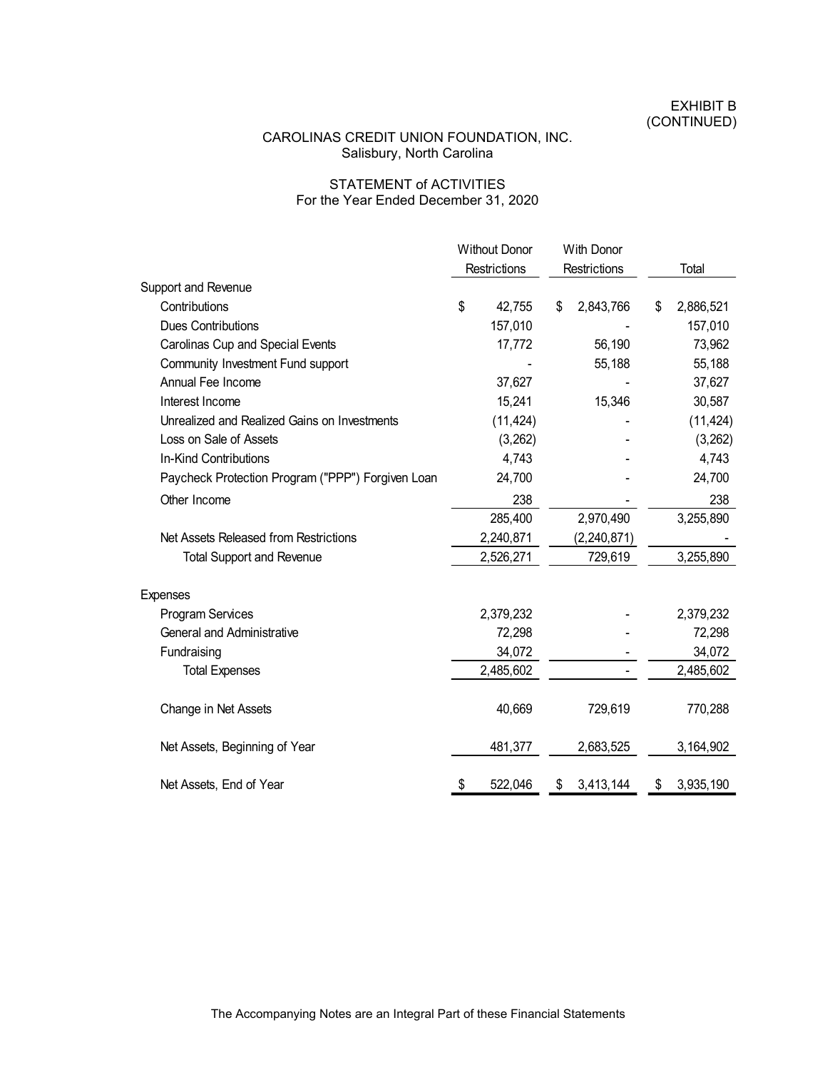EXHIBIT B
(CONTINUED)

# CAROLINAS CREDIT UNION FOUNDATION, INC.
Salisbury, North Carolina

## STATEMENT of ACTIVITIES
For the Year Ended December 31, 2020

| | Without Donor Restrictions | With Donor Restrictions | Total |
|---|---|---|---|
| Support and Revenue | | | |
| Contributions | $ 42,755 | $ 2,843,766 | $ 2,886,521 |
| Dues Contributions | 157,010 | - | 157,010 |
| Carolinas Cup and Special Events | 17,772 | 56,190 | 73,962 |
| Community Investment Fund support | - | 55,188 | 55,188 |
| Annual Fee Income | 37,627 | - | 37,627 |
| Interest Income | 15,241 | 15,346 | 30,587 |
| Unrealized and Realized Gains on Investments | (11,424) | - | (11,424) |
| Loss on Sale of Assets | (3,262) | - | (3,262) |
| In-Kind Contributions | 4,743 | - | 4,743 |
| Paycheck Protection Program ("PPP") Forgiven Loan | 24,700 | - | 24,700 |
| Other Income | 238 | - | 238 |
| | 285,400 | 2,970,490 | 3,255,890 |
| Net Assets Released from Restrictions | 2,240,871 | (2,240,871) | - |
| Total Support and Revenue | 2,526,271 | 729,619 | 3,255,890 |
| Expenses | | | |
| Program Services | 2,379,232 | - | 2,379,232 |
| General and Administrative | 72,298 | - | 72,298 |
| Fundraising | 34,072 | - | 34,072 |
| Total Expenses | 2,485,602 | - | 2,485,602 |
| Change in Net Assets | 40,669 | 729,619 | 770,288 |
| Net Assets, Beginning of Year | 481,377 | 2,683,525 | 3,164,902 |
| Net Assets, End of Year | $ 522,046 | $ 3,413,144 | $ 3,935,190 |

The Accompanying Notes are an Integral Part of these Financial Statements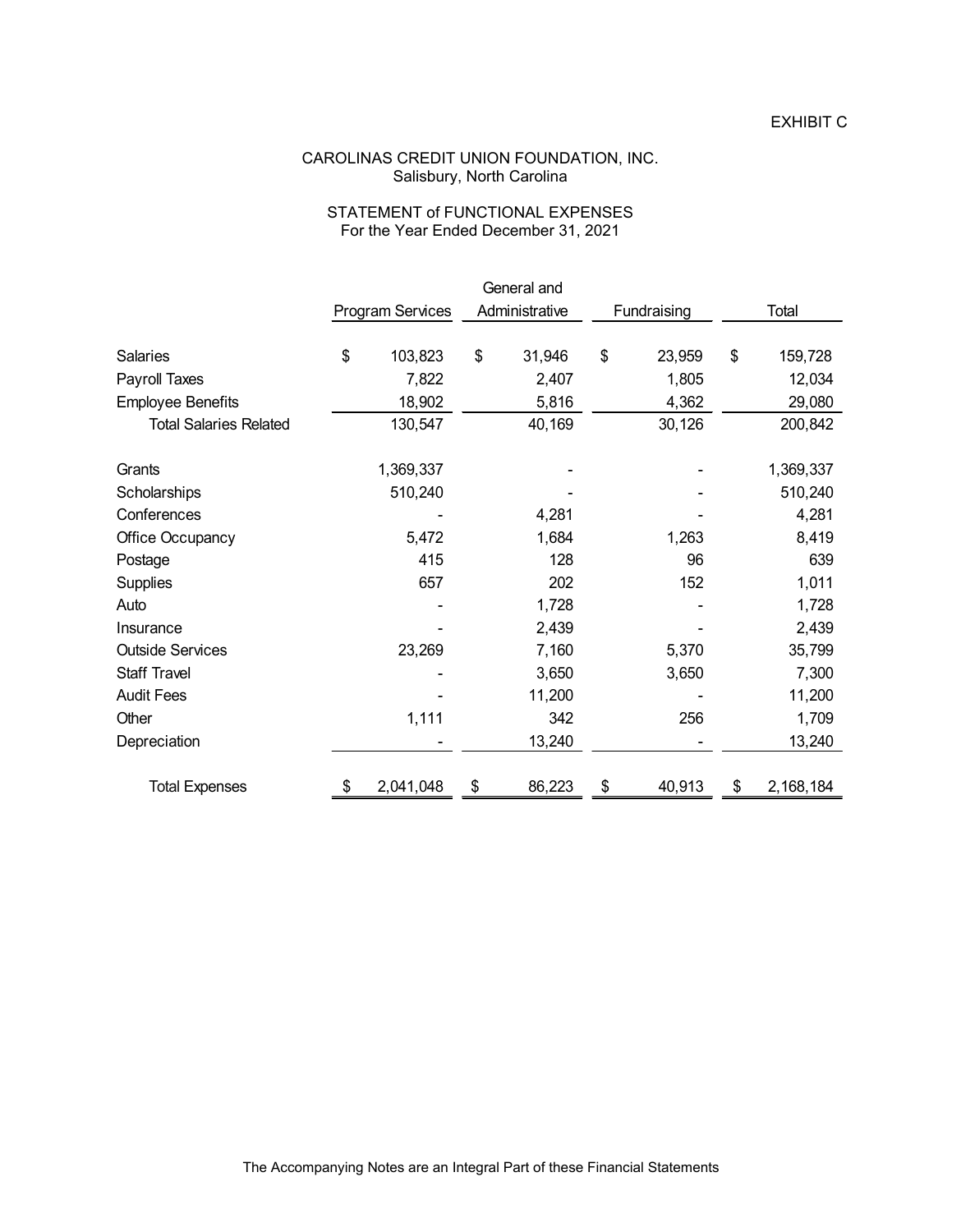EXHIBIT C

# CAROLINAS CREDIT UNION FOUNDATION, INC.
Salisbury, North Carolina

## STATEMENT of FUNCTIONAL EXPENSES
For the Year Ended December 31, 2021

| | Program Services | General and Administrative | Fundraising | Total |
|---|---|---|---|---|
| Salaries | $ 103,823 | $ 31,946 | $ 23,959 | $ 159,728 |
| Payroll Taxes | 7,822 | 2,407 | 1,805 | 12,034 |
| Employee Benefits | 18,902 | 5,816 | 4,362 | 29,080 |
| Total Salaries Related | 130,547 | 40,169 | 30,126 | 200,842 |
| Grants | 1,369,337 | - | - | 1,369,337 |
| Scholarships | 510,240 | - | - | 510,240 |
| Conferences | - | 4,281 | - | 4,281 |
| Office Occupancy | 5,472 | 1,684 | 1,263 | 8,419 |
| Postage | 415 | 128 | 96 | 639 |
| Supplies | 657 | 202 | 152 | 1,011 |
| Auto | - | 1,728 | - | 1,728 |
| Insurance | - | 2,439 | - | 2,439 |
| Outside Services | 23,269 | 7,160 | 5,370 | 35,799 |
| Staff Travel | - | 3,650 | 3,650 | 7,300 |
| Audit Fees | - | 11,200 | - | 11,200 |
| Other | 1,111 | 342 | 256 | 1,709 |
| Depreciation | - | 13,240 | - | 13,240 |
| Total Expenses | $ 2,041,048 | $ 86,223 | $ 40,913 | $ 2,168,184 |

The Accompanying Notes are an Integral Part of these Financial Statements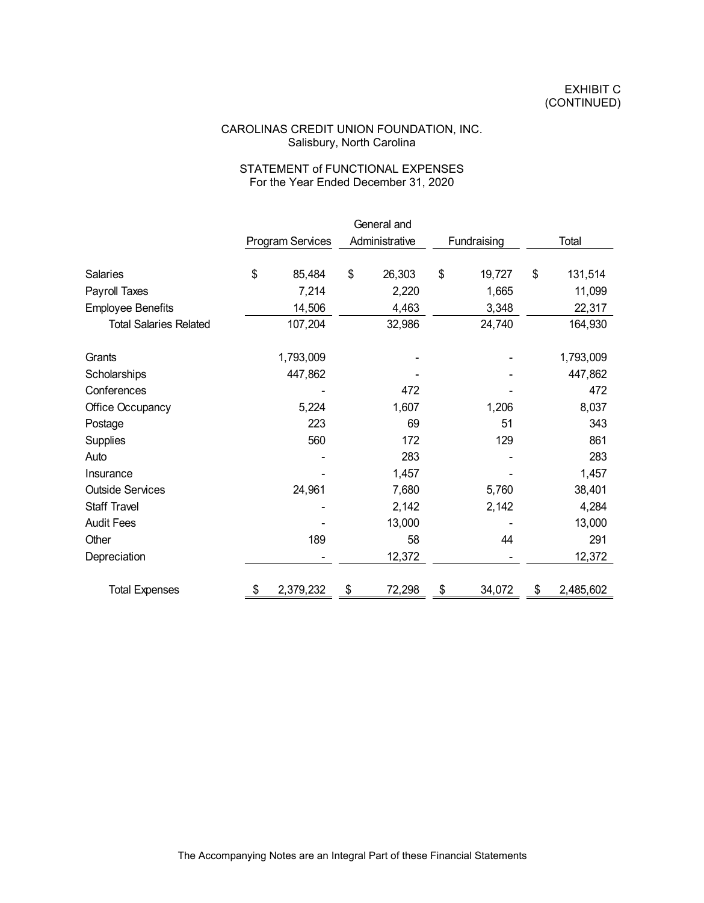EXHIBIT C
(CONTINUED)

# CAROLINAS CREDIT UNION FOUNDATION, INC.
Salisbury, North Carolina

## STATEMENT of FUNCTIONAL EXPENSES
For the Year Ended December 31, 2020

| | Program Services | General and Administrative | Fundraising | Total |
|---|---|---|---|---|
| Salaries | $ 85,484 | $ 26,303 | $ 19,727 | $ 131,514 |
| Payroll Taxes | 7,214 | 2,220 | 1,665 | 11,099 |
| Employee Benefits | 14,506 | 4,463 | 3,348 | 22,317 |
| Total Salaries Related | 107,204 | 32,986 | 24,740 | 164,930 |
| Grants | 1,793,009 | - | - | 1,793,009 |
| Scholarships | 447,862 | - | - | 447,862 |
| Conferences | - | 472 | - | 472 |
| Office Occupancy | 5,224 | 1,607 | 1,206 | 8,037 |
| Postage | 223 | 69 | 51 | 343 |
| Supplies | 560 | 172 | 129 | 861 |
| Auto | - | 283 | - | 283 |
| Insurance | - | 1,457 | - | 1,457 |
| Outside Services | 24,961 | 7,680 | 5,760 | 38,401 |
| Staff Travel | - | 2,142 | 2,142 | 4,284 |
| Audit Fees | - | 13,000 | - | 13,000 |
| Other | 189 | 58 | 44 | 291 |
| Depreciation | - | 12,372 | - | 12,372 |
| Total Expenses | $ 2,379,232 | $ 72,298 | $ 34,072 | $ 2,485,602 |

The Accompanying Notes are an Integral Part of these Financial Statements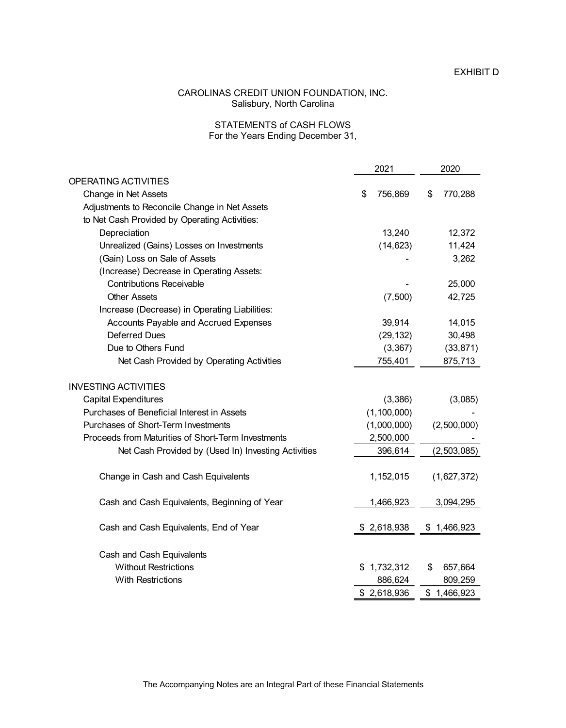EXHIBIT D

# CAROLINAS CREDIT UNION FOUNDATION, INC.
Salisbury, North Carolina

## STATEMENTS of CASH FLOWS
For the Years Ending December 31,

| | 2021 | 2020 |
|---|---|---|
| OPERATING ACTIVITIES | | |
| Change in Net Assets | $ 756,869 | $ 770,288 |
| Adjustments to Reconcile Change in Net Assets to Net Cash Provided by Operating Activities: | | |
| Depreciation | 13,240 | 12,372 |
| Unrealized (Gains) Losses on Investments | (14,623) | 11,424 |
| (Gain) Loss on Sale of Assets | - | 3,262 |
| (Increase) Decrease in Operating Assets: | | |
| Contributions Receivable | - | 25,000 |
| Other Assets | (7,500) | 42,725 |
| Increase (Decrease) in Operating Liabilities: | | |
| Accounts Payable and Accrued Expenses | 39,914 | 14,015 |
| Deferred Dues | (29,132) | 30,498 |
| Due to Others Fund | (3,367) | (33,871) |
| Net Cash Provided by Operating Activities | 755,401 | 875,713 |
| | | |
| INVESTING ACTIVITIES | | |
| Capital Expenditures | (3,386) | (3,085) |
| Purchases of Beneficial Interest in Assets | (1,100,000) | - |
| Purchases of Short-Term Investments | (1,000,000) | (2,500,000) |
| Proceeds from Maturities of Short-Term Investments | 2,500,000 | - |
| Net Cash Provided by (Used In) Investing Activities | 396,614 | (2,503,085) |
| | | |
| Change in Cash and Cash Equivalents | 1,152,015 | (1,627,372) |
| | | |
| Cash and Cash Equivalents, Beginning of Year | 1,466,923 | 3,094,295 |
| | | |
| Cash and Cash Equivalents, End of Year | $ 2,618,938 | $ 1,466,923 |
| | | |
| Cash and Cash Equivalents | | |
| Without Restrictions | $ 1,732,312 | $ 657,664 |
| With Restrictions | 886,624 | 809,259 |
| | $ 2,618,936 | $ 1,466,923 |

The Accompanying Notes are an Integral Part of these Financial Statements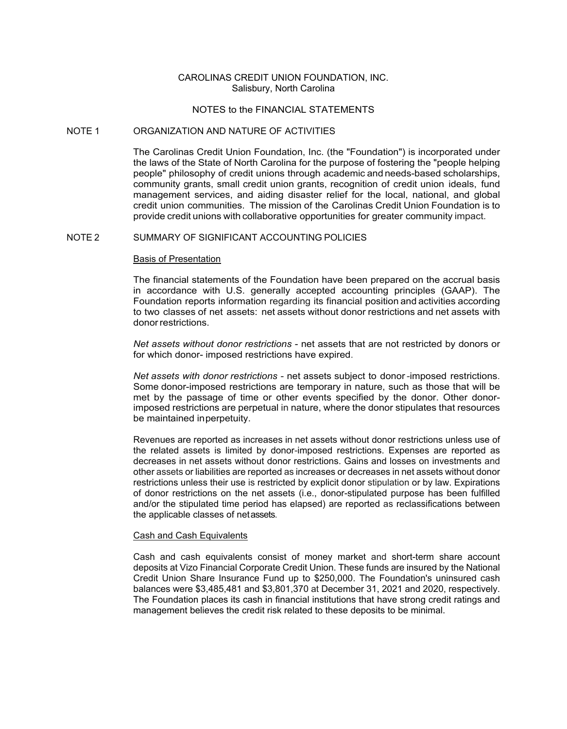CAROLINAS CREDIT UNION FOUNDATION, INC.
Salisbury, North Carolina

NOTES to the FINANCIAL STATEMENTS

## NOTE 1 ORGANIZATION AND NATURE OF ACTIVITIES

The Carolinas Credit Union Foundation, Inc. (the "Foundation") is incorporated under the laws of the State of North Carolina for the purpose of fostering the "people helping people" philosophy of credit unions through academic and needs-based scholarships, community grants, small credit union grants, recognition of credit union ideals, fund management services, and aiding disaster relief for the local, national, and global credit union communities. The mission of the Carolinas Credit Union Foundation is to provide credit unions with collaborative opportunities for greater community impact.

## NOTE 2 SUMMARY OF SIGNIFICANT ACCOUNTING POLICIES

### Basis of Presentation

The financial statements of the Foundation have been prepared on the accrual basis in accordance with U.S. generally accepted accounting principles (GAAP). The Foundation reports information regarding its financial position and activities according to two classes of net assets: net assets without donor restrictions and net assets with donor restrictions.

*Net assets without donor restrictions* - net assets that are not restricted by donors or for which donor- imposed restrictions have expired.

*Net assets with donor restrictions* - net assets subject to donor-imposed restrictions. Some donor-imposed restrictions are temporary in nature, such as those that will be met by the passage of time or other events specified by the donor. Other donor-imposed restrictions are perpetual in nature, where the donor stipulates that resources be maintained inperpetuity.

Revenues are reported as increases in net assets without donor restrictions unless use of the related assets is limited by donor-imposed restrictions. Expenses are reported as decreases in net assets without donor restrictions. Gains and losses on investments and other assets or liabilities are reported as increases or decreases in net assets without donor restrictions unless their use is restricted by explicit donor stipulation or by law. Expirations of donor restrictions on the net assets (i.e., donor-stipulated purpose has been fulfilled and/or the stipulated time period has elapsed) are reported as reclassifications between the applicable classes of netassets.

### Cash and Cash Equivalents

Cash and cash equivalents consist of money market and short-term share account deposits at Vizo Financial Corporate Credit Union. These funds are insured by the National Credit Union Share Insurance Fund up to $250,000. The Foundation's uninsured cash balances were $3,485,481 and $3,801,370 at December 31, 2021 and 2020, respectively. The Foundation places its cash in financial institutions that have strong credit ratings and management believes the credit risk related to these deposits to be minimal.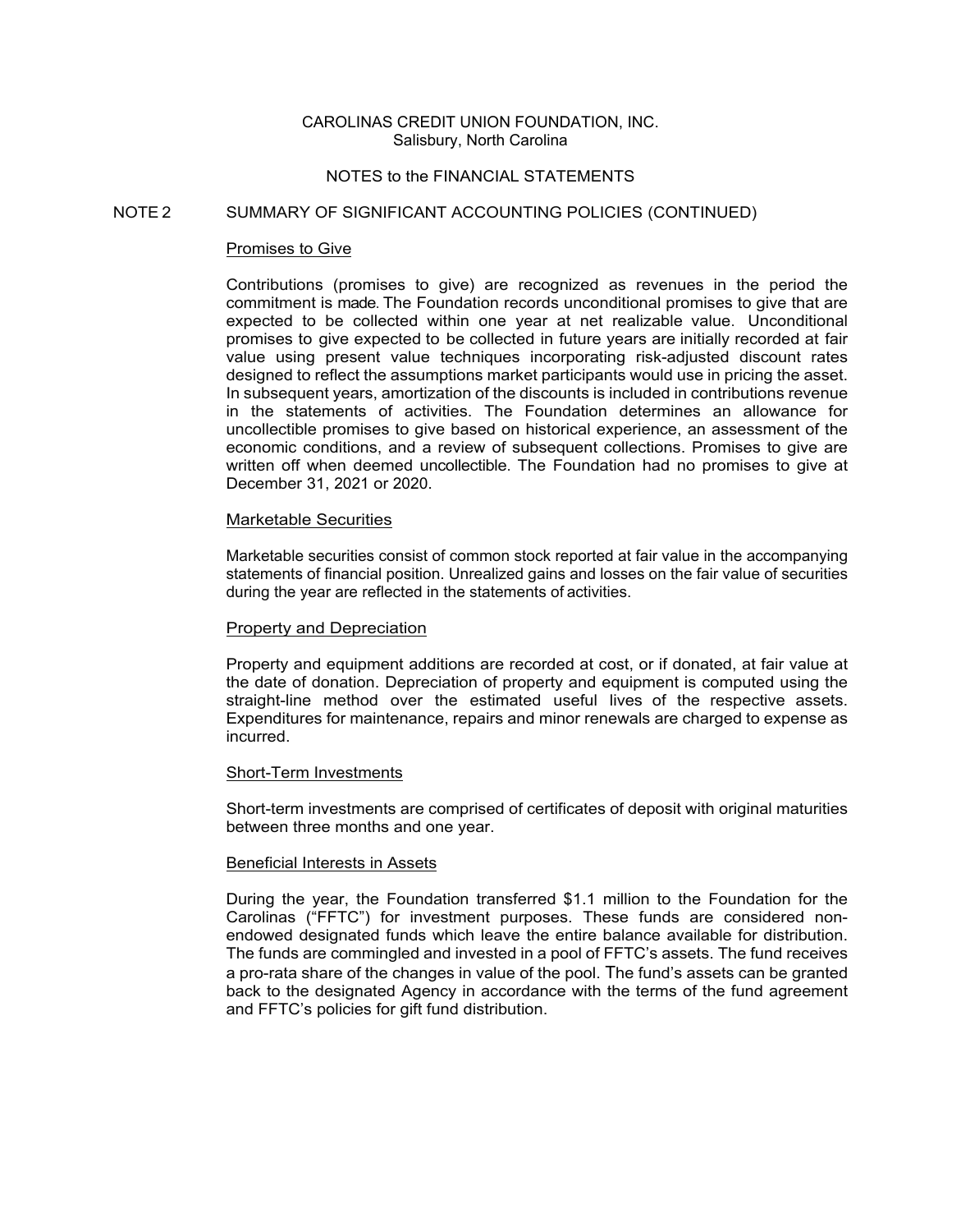CAROLINAS CREDIT UNION FOUNDATION, INC.
Salisbury, North Carolina

NOTES to the FINANCIAL STATEMENTS

## NOTE 2 SUMMARY OF SIGNIFICANT ACCOUNTING POLICIES (CONTINUED)

### Promises to Give

Contributions (promises to give) are recognized as revenues in the period the commitment is made. The Foundation records unconditional promises to give that are expected to be collected within one year at net realizable value. Unconditional promises to give expected to be collected in future years are initially recorded at fair value using present value techniques incorporating risk-adjusted discount rates designed to reflect the assumptions market participants would use in pricing the asset. In subsequent years, amortization of the discounts is included in contributions revenue in the statements of activities. The Foundation determines an allowance for uncollectible promises to give based on historical experience, an assessment of the economic conditions, and a review of subsequent collections. Promises to give are written off when deemed uncollectible. The Foundation had no promises to give at December 31, 2021 or 2020.

### Marketable Securities

Marketable securities consist of common stock reported at fair value in the accompanying statements of financial position. Unrealized gains and losses on the fair value of securities during the year are reflected in the statements of activities.

### Property and Depreciation

Property and equipment additions are recorded at cost, or if donated, at fair value at the date of donation. Depreciation of property and equipment is computed using the straight-line method over the estimated useful lives of the respective assets. Expenditures for maintenance, repairs and minor renewals are charged to expense as incurred.

### Short-Term Investments

Short-term investments are comprised of certificates of deposit with original maturities between three months and one year.

### Beneficial Interests in Assets

During the year, the Foundation transferred $1.1 million to the Foundation for the Carolinas ("FFTC") for investment purposes. These funds are considered non-endowed designated funds which leave the entire balance available for distribution. The funds are commingled and invested in a pool of FFTC's assets. The fund receives a pro-rata share of the changes in value of the pool. The fund's assets can be granted back to the designated Agency in accordance with the terms of the fund agreement and FFTC's policies for gift fund distribution.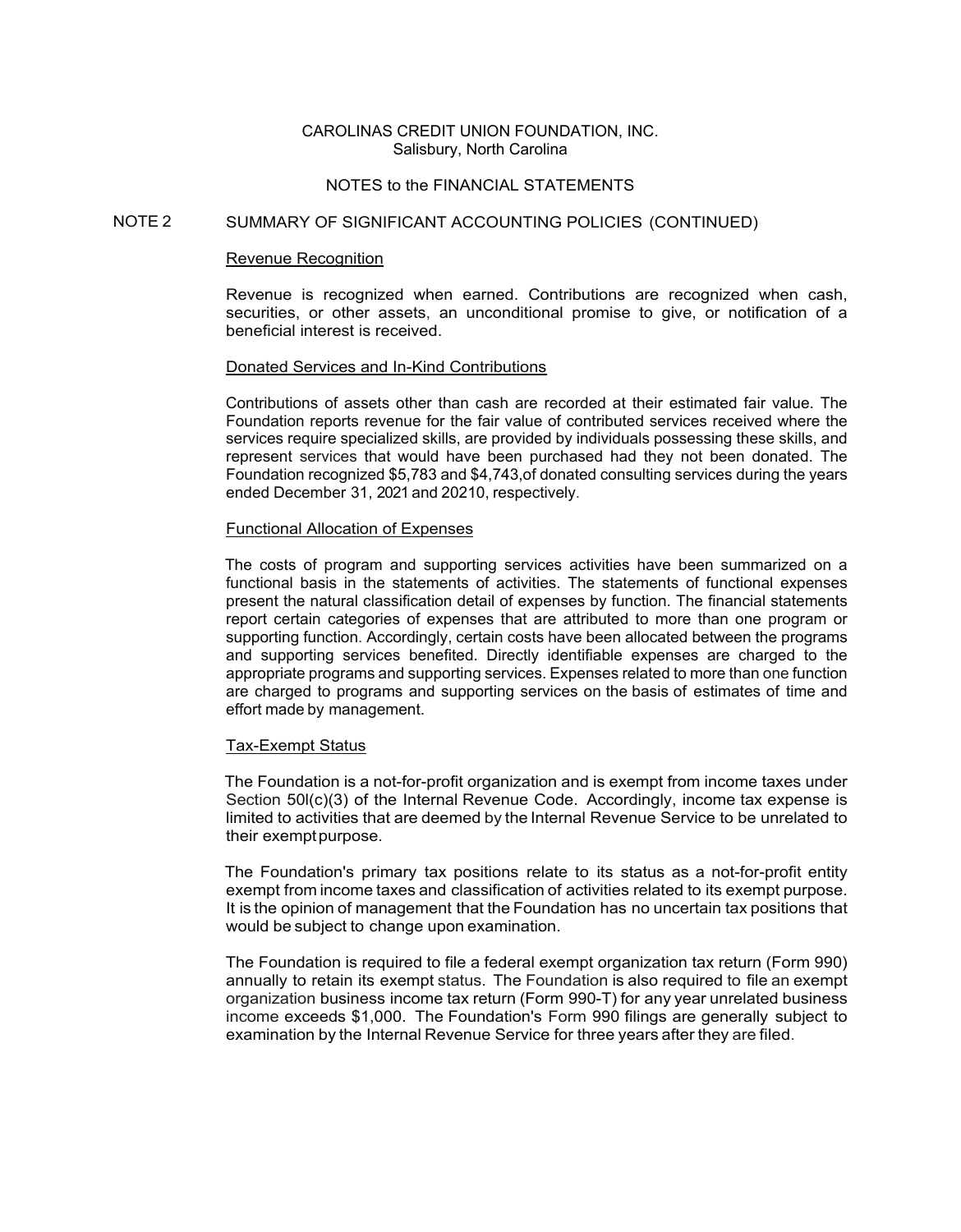CAROLINAS CREDIT UNION FOUNDATION, INC.
Salisbury, North Carolina

NOTES to the FINANCIAL STATEMENTS

## NOTE 2 SUMMARY OF SIGNIFICANT ACCOUNTING POLICIES (CONTINUED)

### Revenue Recognition

Revenue is recognized when earned. Contributions are recognized when cash, securities, or other assets, an unconditional promise to give, or notification of a beneficial interest is received.

### Donated Services and In-Kind Contributions

Contributions of assets other than cash are recorded at their estimated fair value. The Foundation reports revenue for the fair value of contributed services received where the services require specialized skills, are provided by individuals possessing these skills, and represent services that would have been purchased had they not been donated. The Foundation recognized $5,783 and $4,743,of donated consulting services during the years ended December 31, 2021 and 20210, respectively.

### Functional Allocation of Expenses

The costs of program and supporting services activities have been summarized on a functional basis in the statements of activities. The statements of functional expenses present the natural classification detail of expenses by function. The financial statements report certain categories of expenses that are attributed to more than one program or supporting function. Accordingly, certain costs have been allocated between the programs and supporting services benefited. Directly identifiable expenses are charged to the appropriate programs and supporting services. Expenses related to more than one function are charged to programs and supporting services on the basis of estimates of time and effort made by management.

### Tax-Exempt Status

The Foundation is a not-for-profit organization and is exempt from income taxes under Section 50l(c)(3) of the Internal Revenue Code. Accordingly, income tax expense is limited to activities that are deemed by the Internal Revenue Service to be unrelated to their exempt purpose.

The Foundation's primary tax positions relate to its status as a not-for-profit entity exempt from income taxes and classification of activities related to its exempt purpose. It is the opinion of management that the Foundation has no uncertain tax positions that would be subject to change upon examination.

The Foundation is required to file a federal exempt organization tax return (Form 990) annually to retain its exempt status. The Foundation is also required to file an exempt organization business income tax return (Form 990-T) for any year unrelated business income exceeds $1,000. The Foundation's Form 990 filings are generally subject to examination by the Internal Revenue Service for three years after they are filed.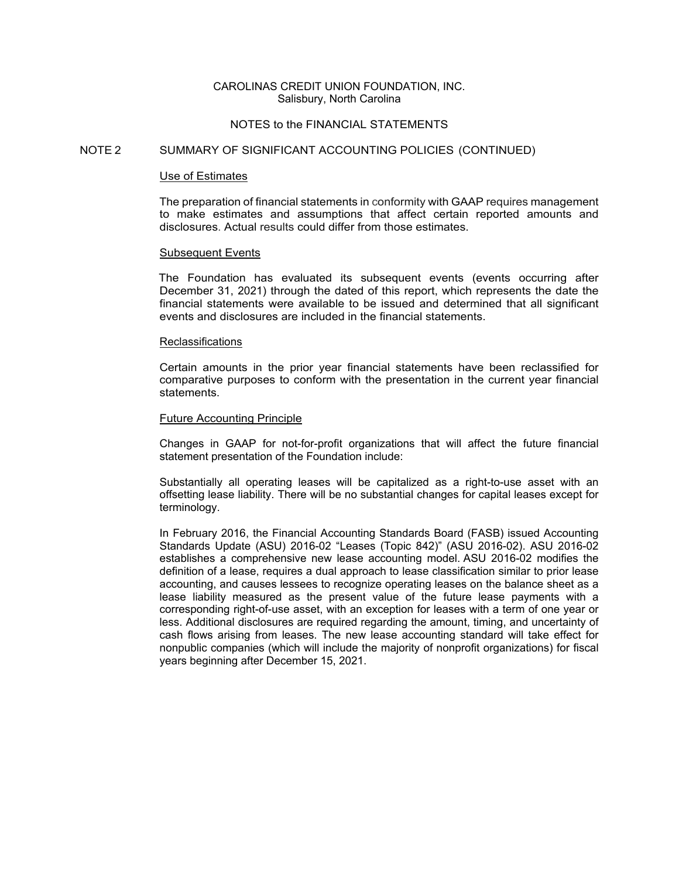CAROLINAS CREDIT UNION FOUNDATION, INC.
Salisbury, North Carolina

NOTES to the FINANCIAL STATEMENTS

## NOTE 2 SUMMARY OF SIGNIFICANT ACCOUNTING POLICIES (CONTINUED)

### Use of Estimates

The preparation of financial statements in conformity with GAAP requires management to make estimates and assumptions that affect certain reported amounts and disclosures. Actual results could differ from those estimates.

### Subsequent Events

The Foundation has evaluated its subsequent events (events occurring after December 31, 2021) through the dated of this report, which represents the date the financial statements were available to be issued and determined that all significant events and disclosures are included in the financial statements.

### Reclassifications

Certain amounts in the prior year financial statements have been reclassified for comparative purposes to conform with the presentation in the current year financial statements.

### Future Accounting Principle

Changes in GAAP for not-for-profit organizations that will affect the future financial statement presentation of the Foundation include:

Substantially all operating leases will be capitalized as a right-to-use asset with an offsetting lease liability. There will be no substantial changes for capital leases except for terminology.

In February 2016, the Financial Accounting Standards Board (FASB) issued Accounting Standards Update (ASU) 2016-02 "Leases (Topic 842)" (ASU 2016-02). ASU 2016-02 establishes a comprehensive new lease accounting model. ASU 2016-02 modifies the definition of a lease, requires a dual approach to lease classification similar to prior lease accounting, and causes lessees to recognize operating leases on the balance sheet as a lease liability measured as the present value of the future lease payments with a corresponding right-of-use asset, with an exception for leases with a term of one year or less. Additional disclosures are required regarding the amount, timing, and uncertainty of cash flows arising from leases. The new lease accounting standard will take effect for nonpublic companies (which will include the majority of nonprofit organizations) for fiscal years beginning after December 15, 2021.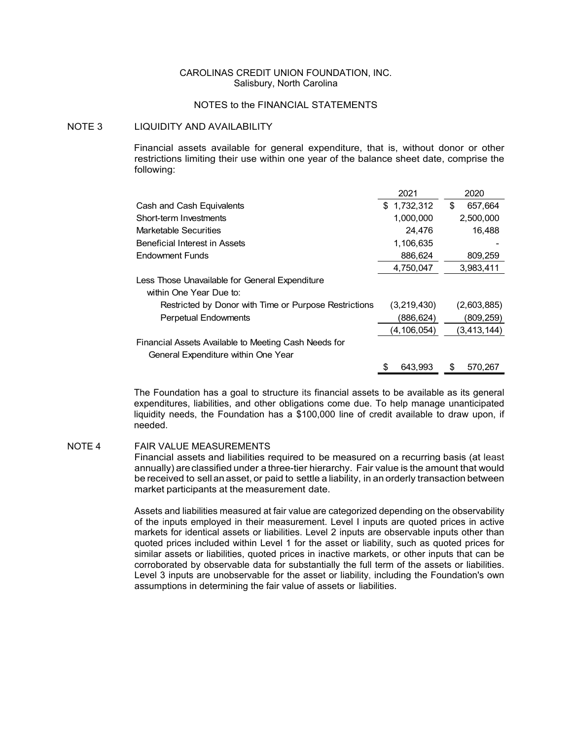CAROLINAS CREDIT UNION FOUNDATION, INC.
Salisbury, North Carolina

NOTES to the FINANCIAL STATEMENTS

## NOTE 3 LIQUIDITY AND AVAILABILITY

Financial assets available for general expenditure, that is, without donor or other restrictions limiting their use within one year of the balance sheet date, comprise the following:

| | 2021 | 2020 |
|---|---|---|
| Cash and Cash Equivalents | $ 1,732,312 | $ 657,664 |
| Short-term Investments | 1,000,000 | 2,500,000 |
| Marketable Securities | 24,476 | 16,488 |
| Beneficial Interest in Assets | 1,106,635 | - |
| Endowment Funds | 886,624 | 809,259 |
| | 4,750,047 | 3,983,411 |
| Less Those Unavailable for General Expenditure within One Year Due to: | | |
| Restricted by Donor with Time or Purpose Restrictions | (3,219,430) | (2,603,885) |
| Perpetual Endowments | (886,624) | (809,259) |
| | (4,106,054) | (3,413,144) |
| Financial Assets Available to Meeting Cash Needs for General Expenditure within One Year | $ 643,993 | $ 570,267 |

The Foundation has a goal to structure its financial assets to be available as its general expenditures, liabilities, and other obligations come due. To help manage unanticipated liquidity needs, the Foundation has a $100,000 line of credit available to draw upon, if needed.

## NOTE 4 FAIR VALUE MEASUREMENTS

Financial assets and liabilities required to be measured on a recurring basis (at least annually) are classified under a three-tier hierarchy. Fair value is the amount that would be received to sell an asset, or paid to settle a liability, in an orderly transaction between market participants at the measurement date.

Assets and liabilities measured at fair value are categorized depending on the observability of the inputs employed in their measurement. Level I inputs are quoted prices in active markets for identical assets or liabilities. Level 2 inputs are observable inputs other than quoted prices included within Level 1 for the asset or liability, such as quoted prices for similar assets or liabilities, quoted prices in inactive markets, or other inputs that can be corroborated by observable data for substantially the full term of the assets or liabilities. Level 3 inputs are unobservable for the asset or liability, including the Foundation's own assumptions in determining the fair value of assets or liabilities.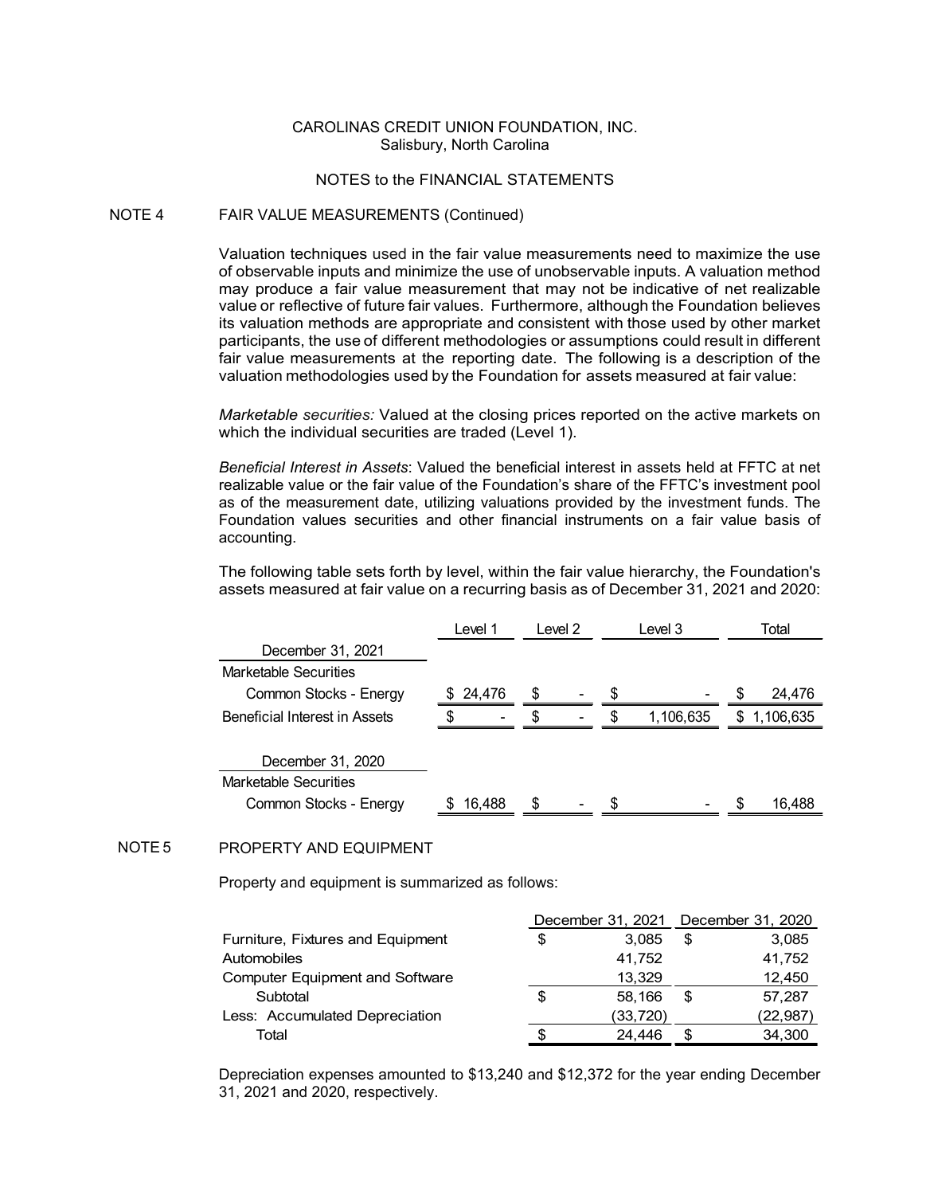CAROLINAS CREDIT UNION FOUNDATION, INC.
Salisbury, North Carolina

NOTES to the FINANCIAL STATEMENTS

NOTE 4 FAIR VALUE MEASUREMENTS (Continued)

Valuation techniques used in the fair value measurements need to maximize the use of observable inputs and minimize the use of unobservable inputs. A valuation method may produce a fair value measurement that may not be indicative of net realizable value or reflective of future fair values. Furthermore, although the Foundation believes its valuation methods are appropriate and consistent with those used by other market participants, the use of different methodologies or assumptions could result in different fair value measurements at the reporting date. The following is a description of the valuation methodologies used by the Foundation for assets measured at fair value:

*Marketable securities:* Valued at the closing prices reported on the active markets on which the individual securities are traded (Level 1).

*Beneficial Interest in Assets*: Valued the beneficial interest in assets held at FFTC at net realizable value or the fair value of the Foundation's share of the FFTC's investment pool as of the measurement date, utilizing valuations provided by the investment funds. The Foundation values securities and other financial instruments on a fair value basis of accounting.

The following table sets forth by level, within the fair value hierarchy, the Foundation's assets measured at fair value on a recurring basis as of December 31, 2021 and 2020:

| | Level 1 | Level 2 | Level 3 | Total |
|---|---|---|---|---|
| December 31, 2021 | | | | |
| Marketable Securities | | | | |
| Common Stocks - Energy | $ 24,476 | $ - | $ - | $ 24,476 |
| Beneficial Interest in Assets | $ - | $ - | $ 1,106,635 | $ 1,106,635 |
| | | | | |
| December 31, 2020 | | | | |
| Marketable Securities | | | | |
| Common Stocks - Energy | $ 16,488 | $ - | $ - | $ 16,488 |

NOTE 5 PROPERTY AND EQUIPMENT

Property and equipment is summarized as follows:

| | December 31, 2021 | December 31, 2020 |
|---|---|---|
| Furniture, Fixtures and Equipment | $ 3,085 | $ 3,085 |
| Automobiles | 41,752 | 41,752 |
| Computer Equipment and Software | 13,329 | 12,450 |
| Subtotal | $ 58,166 | $ 57,287 |
| Less: Accumulated Depreciation | (33,720) | (22,987) |
| Total | $ 24,446 | $ 34,300 |

Depreciation expenses amounted to $13,240 and $12,372 for the year ending December 31, 2021 and 2020, respectively.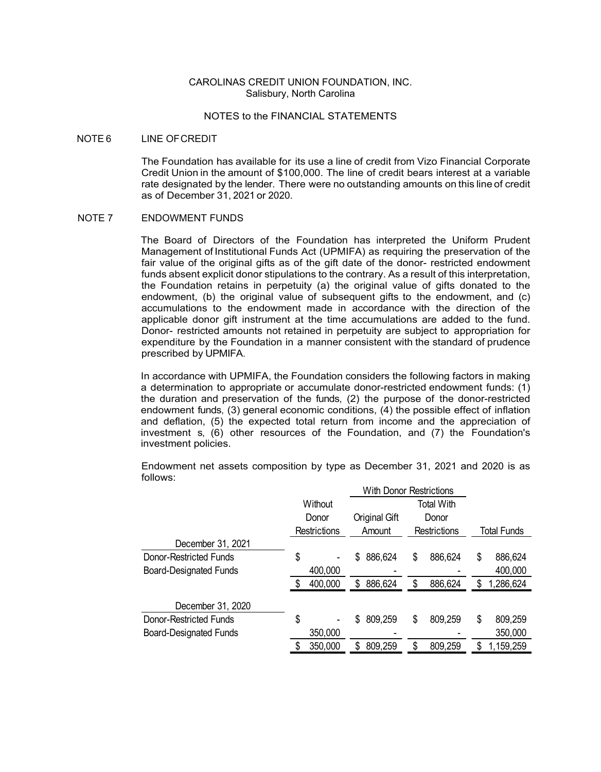CAROLINAS CREDIT UNION FOUNDATION, INC.
Salisbury, North Carolina

NOTES to the FINANCIAL STATEMENTS

## NOTE 6 LINE OF CREDIT

The Foundation has available for its use a line of credit from Vizo Financial Corporate Credit Union in the amount of $100,000. The line of credit bears interest at a variable rate designated by the lender. There were no outstanding amounts on this line of credit as of December 31, 2021 or 2020.

## NOTE 7 ENDOWMENT FUNDS

The Board of Directors of the Foundation has interpreted the Uniform Prudent Management of Institutional Funds Act (UPMIFA) as requiring the preservation of the fair value of the original gifts as of the gift date of the donor- restricted endowment funds absent explicit donor stipulations to the contrary. As a result of this interpretation, the Foundation retains in perpetuity (a) the original value of gifts donated to the endowment, (b) the original value of subsequent gifts to the endowment, and (c) accumulations to the endowment made in accordance with the direction of the applicable donor gift instrument at the time accumulations are added to the fund. Donor- restricted amounts not retained in perpetuity are subject to appropriation for expenditure by the Foundation in a manner consistent with the standard of prudence prescribed by UPMIFA.

In accordance with UPMIFA, the Foundation considers the following factors in making a determination to appropriate or accumulate donor-restricted endowment funds: (1) the duration and preservation of the funds, (2) the purpose of the donor-restricted endowment funds, (3) general economic conditions, (4) the possible effect of inflation and deflation, (5) the expected total return from income and the appreciation of investment s, (6) other resources of the Foundation, and (7) the Foundation's investment policies.

Endowment net assets composition by type as December 31, 2021 and 2020 is as follows:

| | | With Donor Restrictions | | |
|---|---|---|---|---|
| | Without Donor Restrictions | Original Gift Amount | Total With Donor Restrictions | Total Funds |
| December 31, 2021 | | | | |
| Donor-Restricted Funds | $ - | $ 886,624 | $ 886,624 | $ 886,624 |
| Board-Designated Funds | 400,000 | - | - | 400,000 |
| | $ 400,000 | $ 886,624 | $ 886,624 | $ 1,286,624 |
| December 31, 2020 | | | | |
| Donor-Restricted Funds | $ - | $ 809,259 | $ 809,259 | $ 809,259 |
| Board-Designated Funds | 350,000 | - | - | 350,000 |
| | $ 350,000 | $ 809,259 | $ 809,259 | $ 1,159,259 |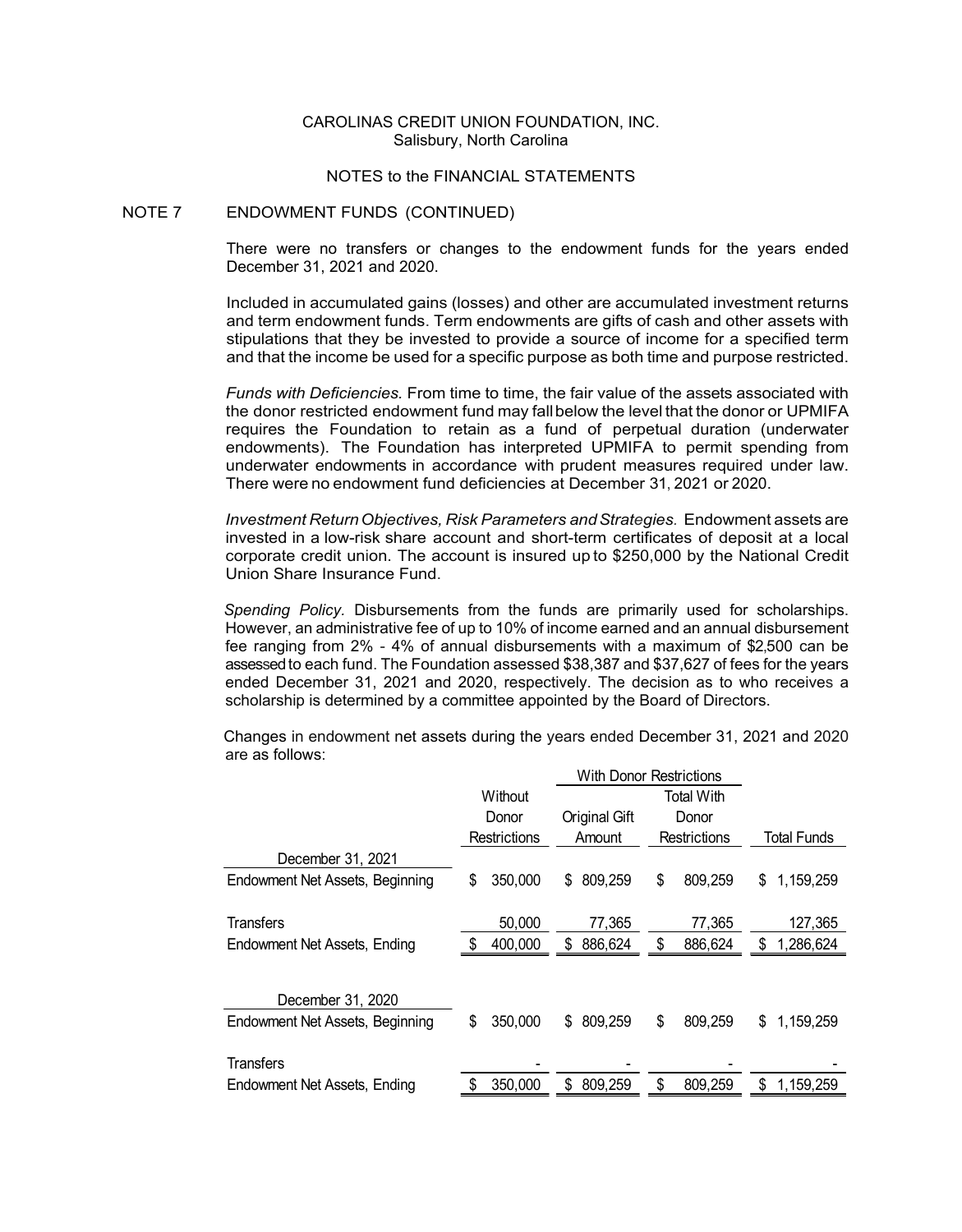CAROLINAS CREDIT UNION FOUNDATION, INC.
Salisbury, North Carolina

NOTES to the FINANCIAL STATEMENTS

## NOTE 7 ENDOWMENT FUNDS (CONTINUED)

There were no transfers or changes to the endowment funds for the years ended December 31, 2021 and 2020.

Included in accumulated gains (losses) and other are accumulated investment returns and term endowment funds. Term endowments are gifts of cash and other assets with stipulations that they be invested to provide a source of income for a specified term and that the income be used for a specific purpose as both time and purpose restricted.

*Funds with Deficiencies.* From time to time, the fair value of the assets associated with the donor restricted endowment fund may fall below the level that the donor or UPMIFA requires the Foundation to retain as a fund of perpetual duration (underwater endowments). The Foundation has interpreted UPMIFA to permit spending from underwater endowments in accordance with prudent measures required under law. There were no endowment fund deficiencies at December 31, 2021 or 2020.

*Investment Return Objectives, Risk Parameters and Strategies.* Endowment assets are invested in a low-risk share account and short-term certificates of deposit at a local corporate credit union. The account is insured up to $250,000 by the National Credit Union Share Insurance Fund.

*Spending Policy.* Disbursements from the funds are primarily used for scholarships. However, an administrative fee of up to 10% of income earned and an annual disbursement fee ranging from 2% - 4% of annual disbursements with a maximum of $2,500 can be assessed to each fund. The Foundation assessed $38,387 and $37,627 of fees for the years ended December 31, 2021 and 2020, respectively. The decision as to who receives a scholarship is determined by a committee appointed by the Board of Directors.

Changes in endowment net assets during the years ended December 31, 2021 and 2020 are as follows:

| | | With Donor Restrictions | | |
|---|---|---|---|---|
| | Without Donor Restrictions | Original Gift Amount | Total With Donor Restrictions | Total Funds |
| **December 31, 2021** | | | | |
| Endowment Net Assets, Beginning | $ 350,000 | $ 809,259 | $ 809,259 | $ 1,159,259 |
| Transfers | 50,000 | 77,365 | 77,365 | 127,365 |
| Endowment Net Assets, Ending | $ 400,000 | $ 886,624 | $ 886,624 | $ 1,286,624 |
| **December 31, 2020** | | | | |
| Endowment Net Assets, Beginning | $ 350,000 | $ 809,259 | $ 809,259 | $ 1,159,259 |
| Transfers | - | - | - | - |
| Endowment Net Assets, Ending | $ 350,000 | $ 809,259 | $ 809,259 | $ 1,159,259 |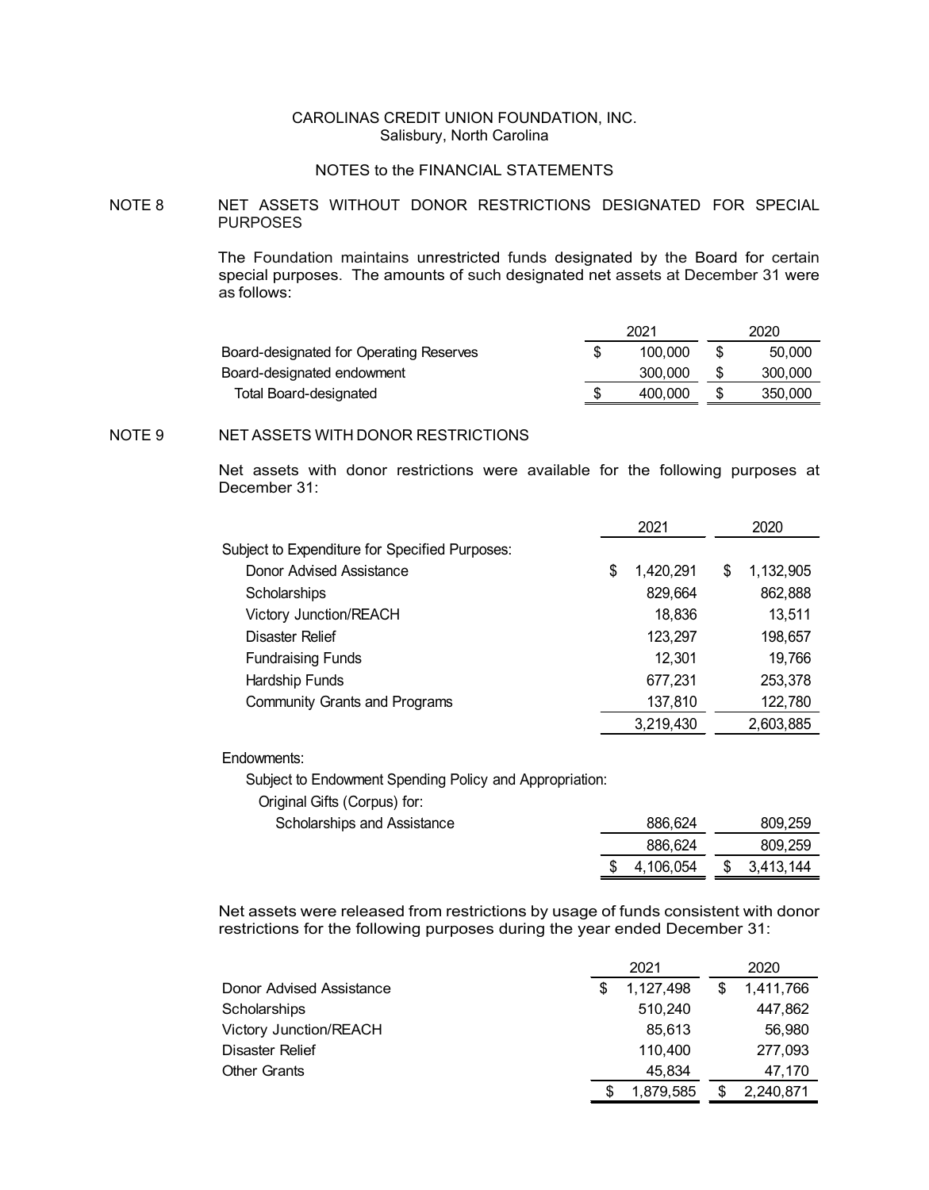CAROLINAS CREDIT UNION FOUNDATION, INC.
Salisbury, North Carolina

NOTES to the FINANCIAL STATEMENTS

## NOTE 8 NET ASSETS WITHOUT DONOR RESTRICTIONS DESIGNATED FOR SPECIAL PURPOSES

The Foundation maintains unrestricted funds designated by the Board for certain special purposes. The amounts of such designated net assets at December 31 were as follows:

| | 2021 | 2020 |
|---|---|---|
| Board-designated for Operating Reserves | $ 100,000 | $ 50,000 |
| Board-designated endowment | 300,000 | $ 300,000 |
| Total Board-designated | $ 400,000 | $ 350,000 |

## NOTE 9 NET ASSETS WITH DONOR RESTRICTIONS

Net assets with donor restrictions were available for the following purposes at December 31:

| | 2021 | 2020 |
|---|---|---|
| Subject to Expenditure for Specified Purposes: | | |
| Donor Advised Assistance | $ 1,420,291 | $ 1,132,905 |
| Scholarships | 829,664 | 862,888 |
| Victory Junction/REACH | 18,836 | 13,511 |
| Disaster Relief | 123,297 | 198,657 |
| Fundraising Funds | 12,301 | 19,766 |
| Hardship Funds | 677,231 | 253,378 |
| Community Grants and Programs | 137,810 | 122,780 |
| | 3,219,430 | 2,603,885 |
| Endowments: | | |
| Subject to Endowment Spending Policy and Appropriation: | | |
| Original Gifts (Corpus) for: | | |
| Scholarships and Assistance | 886,624 | 809,259 |
| | 886,624 | 809,259 |
| | $ 4,106,054 | $ 3,413,144 |

Net assets were released from restrictions by usage of funds consistent with donor restrictions for the following purposes during the year ended December 31:

| | 2021 | 2020 |
|---|---|---|
| Donor Advised Assistance | $ 1,127,498 | $ 1,411,766 |
| Scholarships | 510,240 | 447,862 |
| Victory Junction/REACH | 85,613 | 56,980 |
| Disaster Relief | 110,400 | 277,093 |
| Other Grants | 45,834 | 47,170 |
| | $ 1,879,585 | $ 2,240,871 |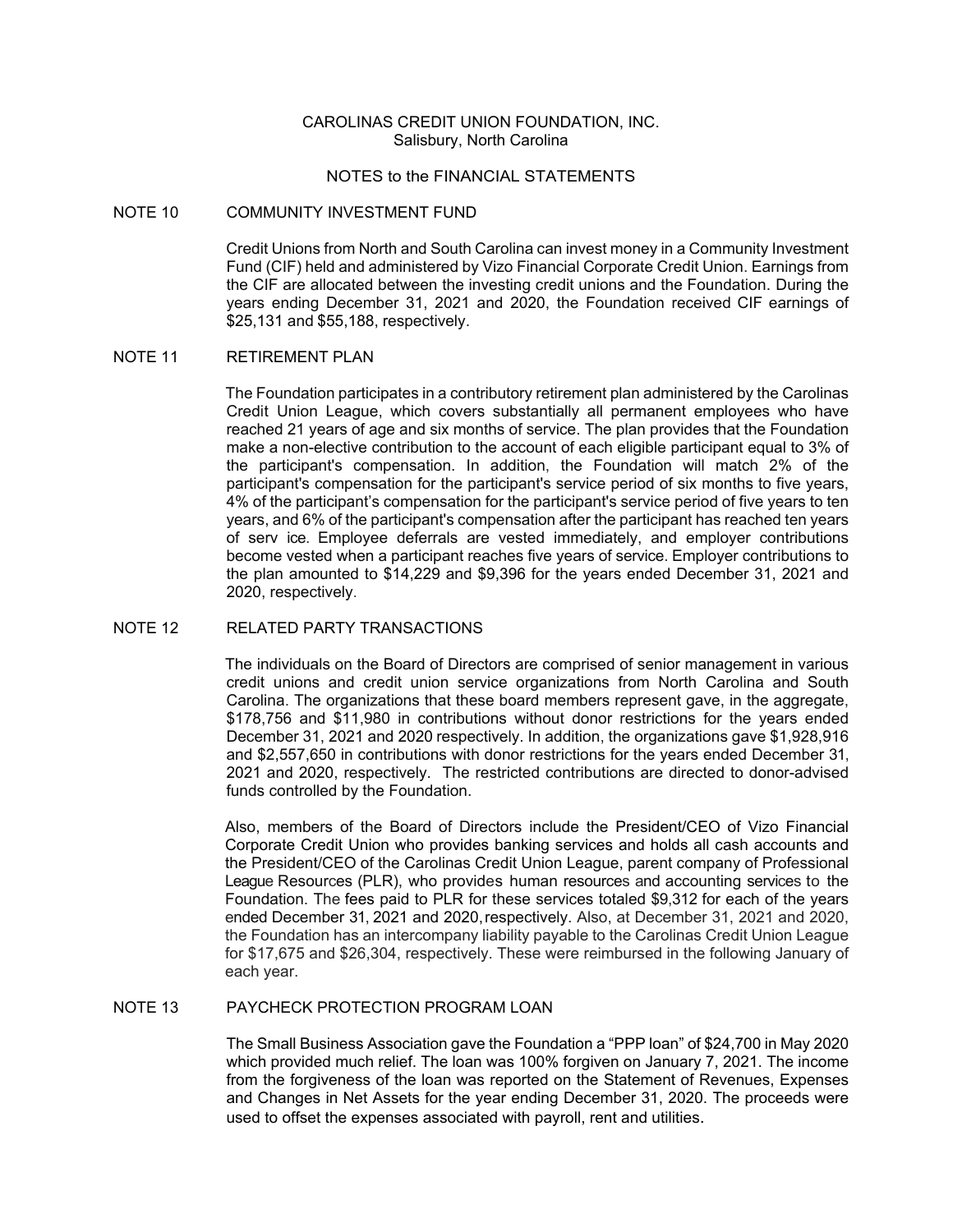CAROLINAS CREDIT UNION FOUNDATION, INC.
Salisbury, North Carolina

NOTES to the FINANCIAL STATEMENTS

## NOTE 10 COMMUNITY INVESTMENT FUND

Credit Unions from North and South Carolina can invest money in a Community Investment Fund (CIF) held and administered by Vizo Financial Corporate Credit Union. Earnings from the CIF are allocated between the investing credit unions and the Foundation. During the years ending December 31, 2021 and 2020, the Foundation received CIF earnings of $25,131 and $55,188, respectively.

## NOTE 11 RETIREMENT PLAN

The Foundation participates in a contributory retirement plan administered by the Carolinas Credit Union League, which covers substantially all permanent employees who have reached 21 years of age and six months of service. The plan provides that the Foundation make a non-elective contribution to the account of each eligible participant equal to 3% of the participant's compensation. In addition, the Foundation will match 2% of the participant's compensation for the participant's service period of six months to five years, 4% of the participant's compensation for the participant's service period of five years to ten years, and 6% of the participant's compensation after the participant has reached ten years of serv ice. Employee deferrals are vested immediately, and employer contributions become vested when a participant reaches five years of service. Employer contributions to the plan amounted to $14,229 and $9,396 for the years ended December 31, 2021 and 2020, respectively.

## NOTE 12 RELATED PARTY TRANSACTIONS

The individuals on the Board of Directors are comprised of senior management in various credit unions and credit union service organizations from North Carolina and South Carolina. The organizations that these board members represent gave, in the aggregate, $178,756 and $11,980 in contributions without donor restrictions for the years ended December 31, 2021 and 2020 respectively. In addition, the organizations gave $1,928,916 and $2,557,650 in contributions with donor restrictions for the years ended December 31, 2021 and 2020, respectively. The restricted contributions are directed to donor-advised funds controlled by the Foundation.

Also, members of the Board of Directors include the President/CEO of Vizo Financial Corporate Credit Union who provides banking services and holds all cash accounts and the President/CEO of the Carolinas Credit Union League, parent company of Professional League Resources (PLR), who provides human resources and accounting services to the Foundation. The fees paid to PLR for these services totaled $9,312 for each of the years ended December 31, 2021 and 2020, respectively. Also, at December 31, 2021 and 2020, the Foundation has an intercompany liability payable to the Carolinas Credit Union League for $17,675 and $26,304, respectively. These were reimbursed in the following January of each year.

## NOTE 13 PAYCHECK PROTECTION PROGRAM LOAN

The Small Business Association gave the Foundation a "PPP loan" of $24,700 in May 2020 which provided much relief. The loan was 100% forgiven on January 7, 2021. The income from the forgiveness of the loan was reported on the Statement of Revenues, Expenses and Changes in Net Assets for the year ending December 31, 2020. The proceeds were used to offset the expenses associated with payroll, rent and utilities.